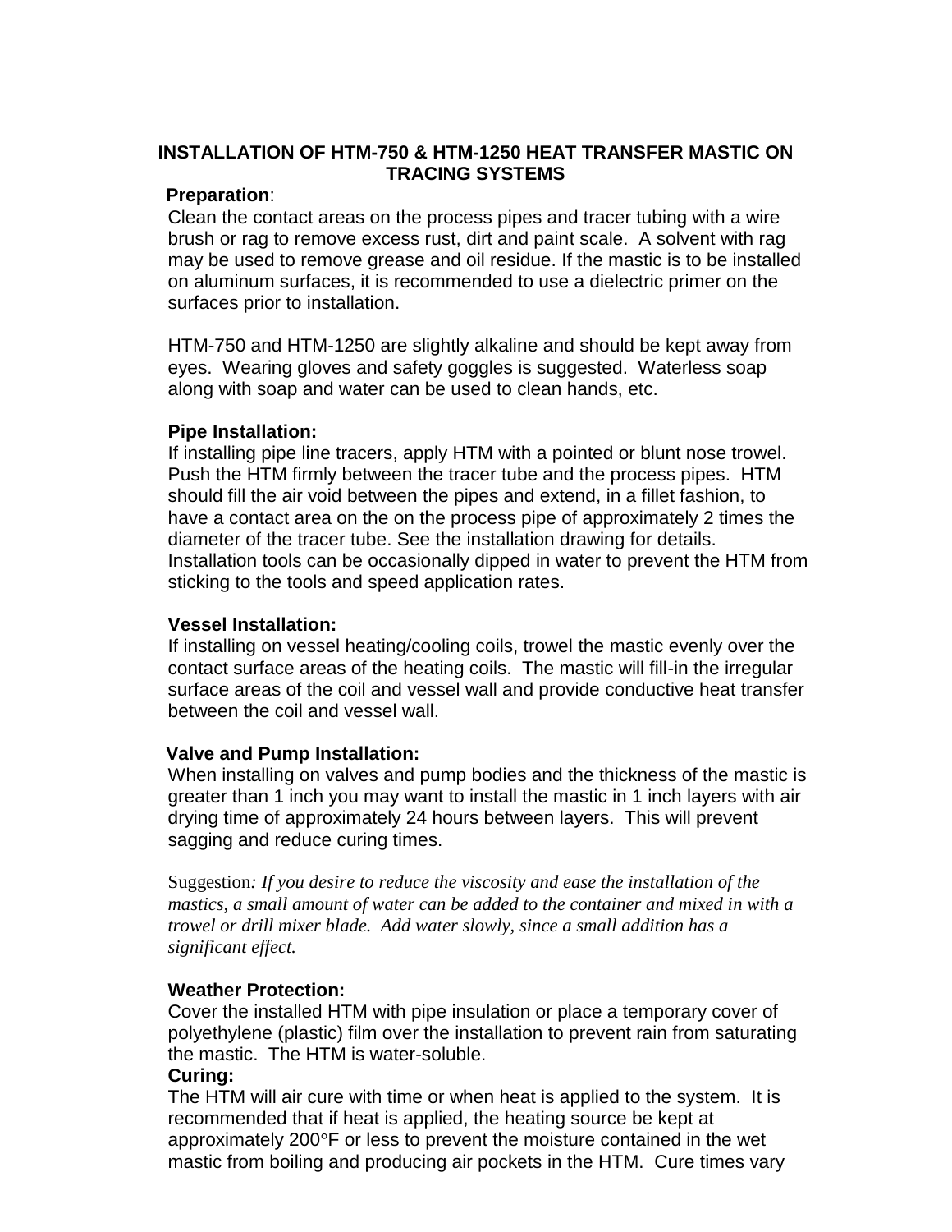# INSTALLATION OF HTM-750 & HTM-1250 HEAT TRANSFER MASTIC ON TRACING SYSTEMS

**Preparation**:

Clean the contact areas on the process pipes and tracer tubing with a wire brush or rag to remove excess rust, dirt and paint scale. A solvent with rag may be used to remove grease and oil residue. If the mastic is to be installed on aluminum surfaces, it is recommended to use a dielectric primer on the surfaces prior to installation.

HTM-750 and HTM-1250 are slightly alkaline and should be kept away from eyes. Wearing gloves and safety goggles is suggested. Waterless soap along with soap and water can be used to clean hands, etc.

**Pipe Installation:**

If installing pipe line tracers, apply HTM with a pointed or blunt nose trowel. Push the HTM firmly between the tracer tube and the process pipes. HTM should fill the air void between the pipes and extend, in a fillet fashion, to have a contact area on the on the process pipe of approximately 2 times the diameter of the tracer tube. See the installation drawing for details. Installation tools can be occasionally dipped in water to prevent the HTM from sticking to the tools and speed application rates.

**Vessel Installation:**

If installing on vessel heating/cooling coils, trowel the mastic evenly over the contact surface areas of the heating coils. The mastic will fill-in the irregular surface areas of the coil and vessel wall and provide conductive heat transfer between the coil and vessel wall.

**Valve and Pump Installation:**

When installing on valves and pump bodies and the thickness of the mastic is greater than 1 inch you may want to install the mastic in 1 inch layers with air drying time of approximately 24 hours between layers. This will prevent sagging and reduce curing times.

Suggestion*: If you desire to reduce the viscosity and ease the installation of the mastics, a small amount of water can be added to the container and mixed in with a trowel or drill mixer blade. Add water slowly, since a small addition has a significant effect.*

**Weather Protection:**

Cover the installed HTM with pipe insulation or place a temporary cover of polyethylene (plastic) film over the installation to prevent rain from saturating the mastic. The HTM is water-soluble.

**Curing:**

The HTM will air cure with time or when heat is applied to the system. It is recommended that if heat is applied, the heating source be kept at approximately 200°F or less to prevent the moisture contained in the wet mastic from boiling and producing air pockets in the HTM. Cure times vary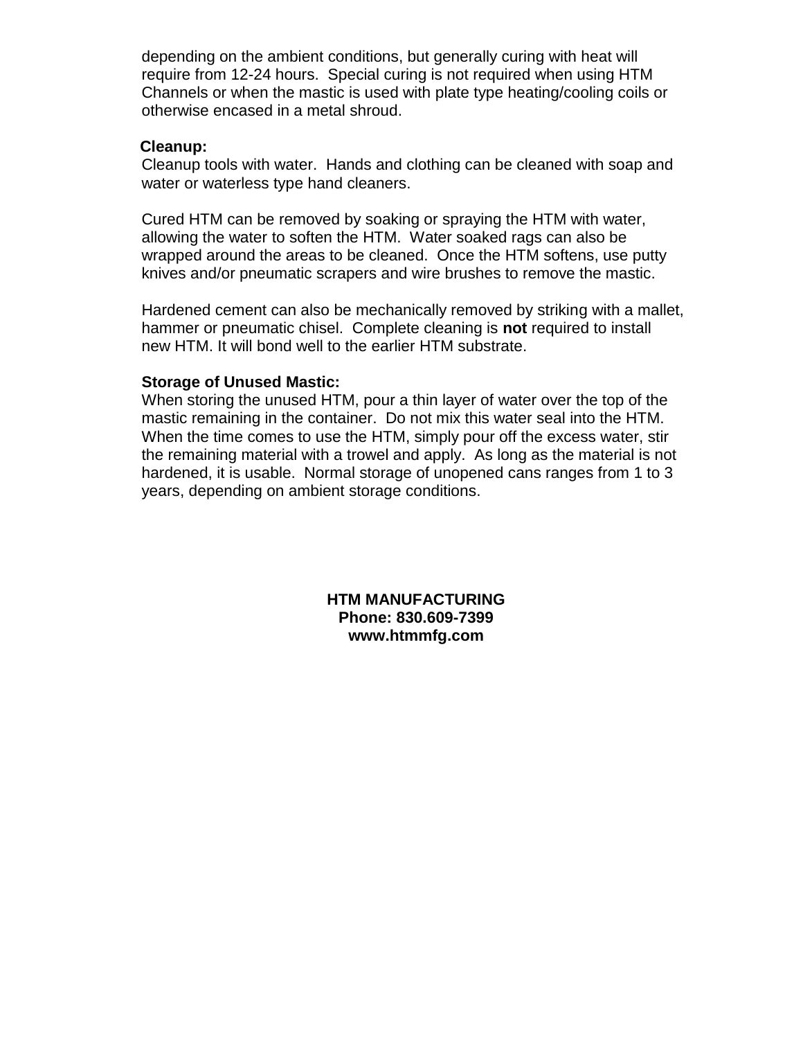depending on the ambient conditions, but generally curing with heat will require from 12-24 hours. Special curing is not required when using HTM Channels or when the mastic is used with plate type heating/cooling coils or otherwise encased in a metal shroud.

**Cleanup:**

Cleanup tools with water. Hands and clothing can be cleaned with soap and water or waterless type hand cleaners.

Cured HTM can be removed by soaking or spraying the HTM with water, allowing the water to soften the HTM. Water soaked rags can also be wrapped around the areas to be cleaned. Once the HTM softens, use putty knives and/or pneumatic scrapers and wire brushes to remove the mastic.

Hardened cement can also be mechanically removed by striking with a mallet, hammer or pneumatic chisel. Complete cleaning is **not** required to install new HTM. It will bond well to the earlier HTM substrate.

**Storage of Unused Mastic:**

When storing the unused HTM, pour a thin layer of water over the top of the mastic remaining in the container. Do not mix this water seal into the HTM. When the time comes to use the HTM, simply pour off the excess water, stir the remaining material with a trowel and apply. As long as the material is not hardened, it is usable. Normal storage of unopened cans ranges from 1 to 3 years, depending on ambient storage conditions.

**HTM MANUFACTURING**
**Phone: 830.609-7399**
**www.htmmfg.com**